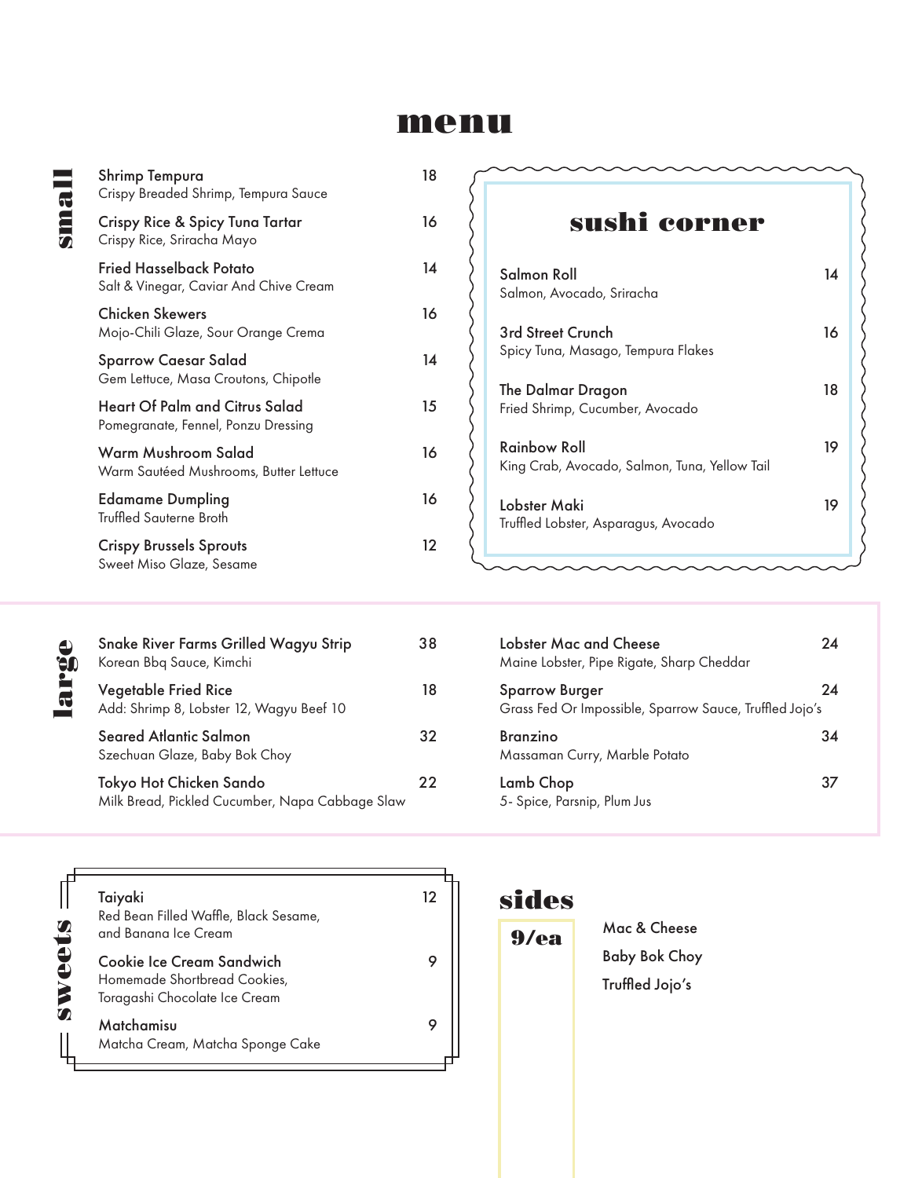# menu

## small

**Shrimp Tempura** 18
Crispy Breaded Shrimp, Tempura Sauce

**Crispy Rice & Spicy Tuna Tartar** 16
Crispy Rice, Sriracha Mayo

**Fried Hasselback Potato** 14
Salt & Vinegar, Caviar And Chive Cream

**Chicken Skewers** 16
Mojo-Chili Glaze, Sour Orange Crema

**Sparrow Caesar Salad** 14
Gem Lettuce, Masa Croutons, Chipotle

**Heart Of Palm and Citrus Salad** 15
Pomegranate, Fennel, Ponzu Dressing

**Warm Mushroom Salad** 16
Warm Sautéed Mushrooms, Butter Lettuce

**Edamame Dumpling** 16
Truffled Sauterne Broth

**Crispy Brussels Sprouts** 12
Sweet Miso Glaze, Sesame

## sushi corner

**Salmon Roll** 14
Salmon, Avocado, Sriracha

**3rd Street Crunch** 16
Spicy Tuna, Masago, Tempura Flakes

**The Dalmar Dragon** 18
Fried Shrimp, Cucumber, Avocado

**Rainbow Roll** 19
King Crab, Avocado, Salmon, Tuna, Yellow Tail

**Lobster Maki** 19
Truffled Lobster, Asparagus, Avocado

## large

**Snake River Farms Grilled Wagyu Strip** 38
Korean Bbq Sauce, Kimchi

**Vegetable Fried Rice** 18
Add: Shrimp 8, Lobster 12, Wagyu Beef 10

**Seared Atlantic Salmon** 32
Szechuan Glaze, Baby Bok Choy

**Tokyo Hot Chicken Sando** 22
Milk Bread, Pickled Cucumber, Napa Cabbage Slaw

**Lobster Mac and Cheese** 24
Maine Lobster, Pipe Rigate, Sharp Cheddar

**Sparrow Burger** 24
Grass Fed Or Impossible, Sparrow Sauce, Truffled Jojo's

**Branzino** 34
Massaman Curry, Marble Potato

**Lamb Chop** 37
5- Spice, Parsnip, Plum Jus

## sweets

**Taiyaki** 12
Red Bean Filled Waffle, Black Sesame, and Banana Ice Cream

**Cookie Ice Cream Sandwich** 9
Homemade Shortbread Cookies, Toragashi Chocolate Ice Cream

**Matchamisu** 9
Matcha Cream, Matcha Sponge Cake

## sides

**9/ea**

- Mac & Cheese
- Baby Bok Choy
- Truffled Jojo's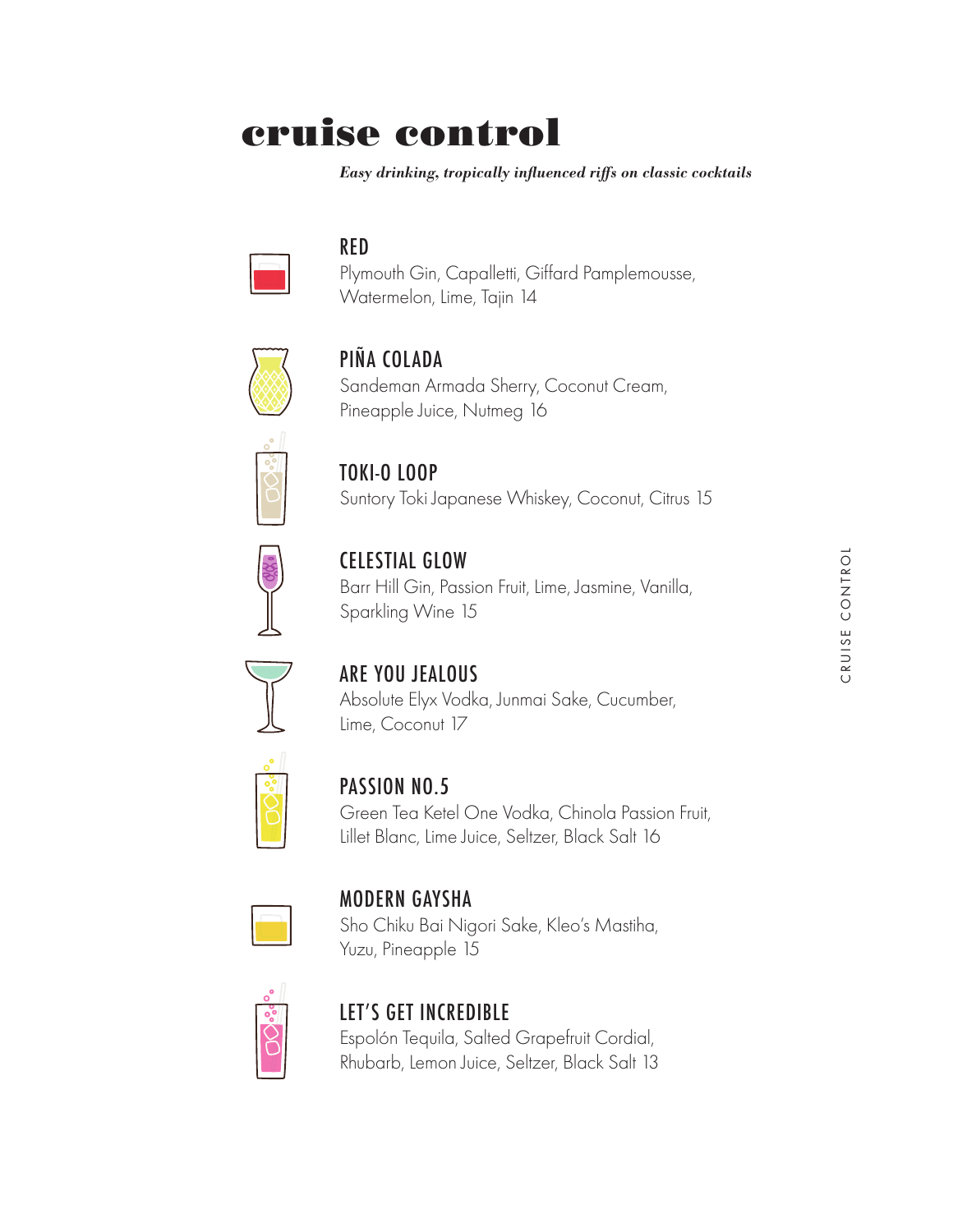# cruise control

***Easy drinking, tropically influenced riffs on classic cocktails***

### RED
Plymouth Gin, Capalletti, Giffard Pamplemousse, Watermelon, Lime, Tajin 14

### PIÑA COLADA
Sandeman Armada Sherry, Coconut Cream, Pineapple Juice, Nutmeg 16

### TOKI-O LOOP
Suntory Toki Japanese Whiskey, Coconut, Citrus 15

### CELESTIAL GLOW
Barr Hill Gin, Passion Fruit, Lime, Jasmine, Vanilla, Sparkling Wine 15

### ARE YOU JEALOUS
Absolute Elyx Vodka, Junmai Sake, Cucumber, Lime, Coconut 17

### PASSION NO.5
Green Tea Ketel One Vodka, Chinola Passion Fruit, Lillet Blanc, Lime Juice, Seltzer, Black Salt 16

### MODERN GAYSHA
Sho Chiku Bai Nigori Sake, Kleo's Mastiha, Yuzu, Pineapple 15

### LET'S GET INCREDIBLE
Espolón Tequila, Salted Grapefruit Cordial, Rhubarb, Lemon Juice, Seltzer, Black Salt 13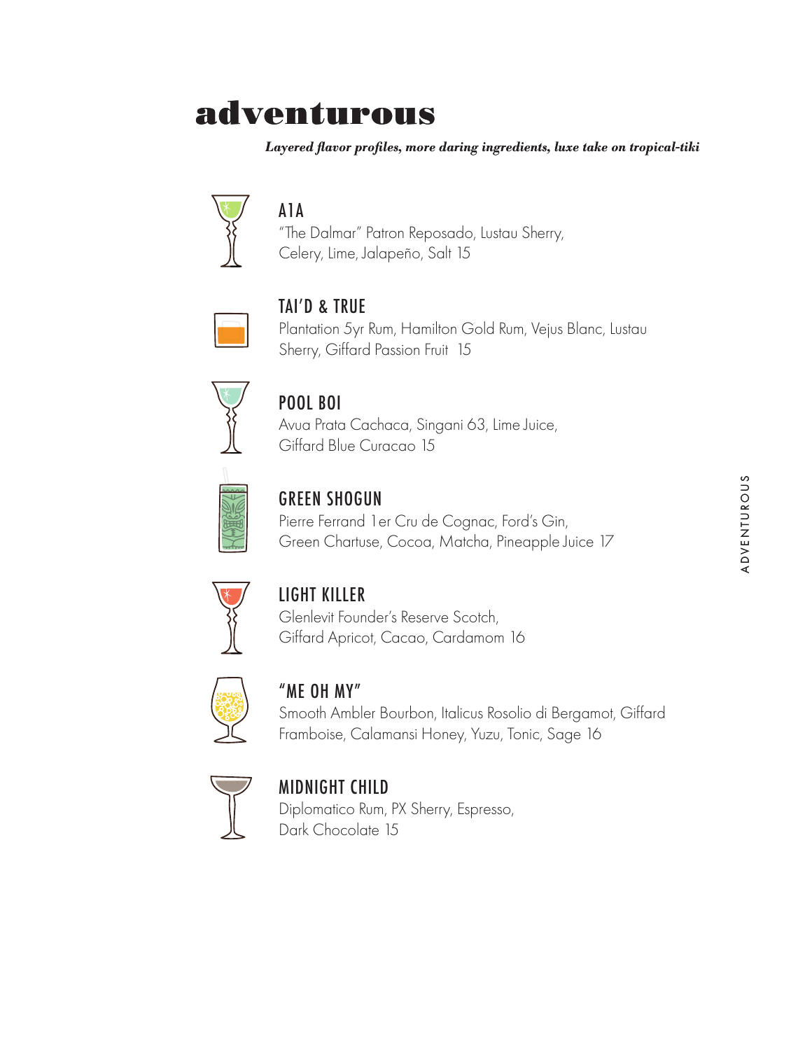# adventurous

***Layered flavor profiles, more daring ingredients, luxe take on tropical-tiki***

## A1A
"The Dalmar" Patron Reposado, Lustau Sherry, Celery, Lime, Jalapeño, Salt 15

## TAI'D & TRUE
Plantation 5yr Rum, Hamilton Gold Rum, Vejus Blanc, Lustau Sherry, Giffard Passion Fruit 15

## POOL BOI
Avua Prata Cachaca, Singani 63, Lime Juice, Giffard Blue Curacao 15

## GREEN SHOGUN
Pierre Ferrand 1er Cru de Cognac, Ford's Gin, Green Chartuse, Cocoa, Matcha, Pineapple Juice 17

## LIGHT KILLER
Glenlevit Founder's Reserve Scotch, Giffard Apricot, Cacao, Cardamom 16

## "ME OH MY"
Smooth Ambler Bourbon, Italicus Rosolio di Bergamot, Giffard Framboise, Calamansi Honey, Yuzu, Tonic, Sage 16

## MIDNIGHT CHILD
Diplomatico Rum, PX Sherry, Espresso, Dark Chocolate 15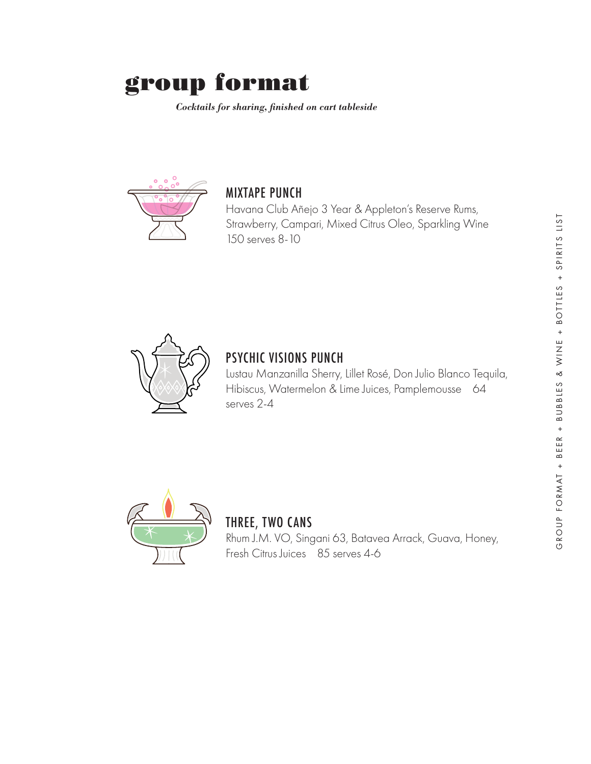# group format

*Cocktails for sharing, finished on cart tableside*

## MIXTAPE PUNCH

Havana Club Añejo 3 Year & Appleton's Reserve Rums, Strawberry, Campari, Mixed Citrus Oleo, Sparkling Wine
150 serves 8-10

## PSYCHIC VISIONS PUNCH

Lustau Manzanilla Sherry, Lillet Rosé, Don Julio Blanco Tequila, Hibiscus, Watermelon & Lime Juices, Pamplemousse 64 serves 2-4

## THREE, TWO CANS

Rhum J.M. VO, Singani 63, Batavea Arrack, Guava, Honey, Fresh Citrus Juices 85 serves 4-6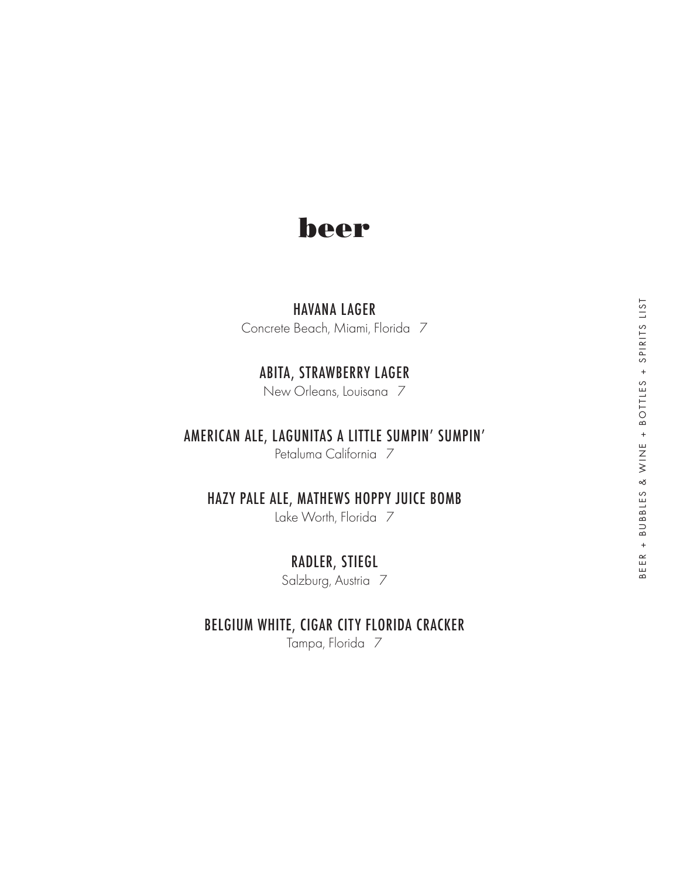# beer

### HAVANA LAGER
Concrete Beach, Miami, Florida 7

### ABITA, STRAWBERRY LAGER
New Orleans, Louisana 7

### AMERICAN ALE, LAGUNITAS A LITTLE SUMPIN' SUMPIN'
Petaluma California 7

### HAZY PALE ALE, MATHEWS HOPPY JUICE BOMB
Lake Worth, Florida 7

### RADLER, STIEGL
Salzburg, Austria 7

### BELGIUM WHITE, CIGAR CITY FLORIDA CRACKER
Tampa, Florida 7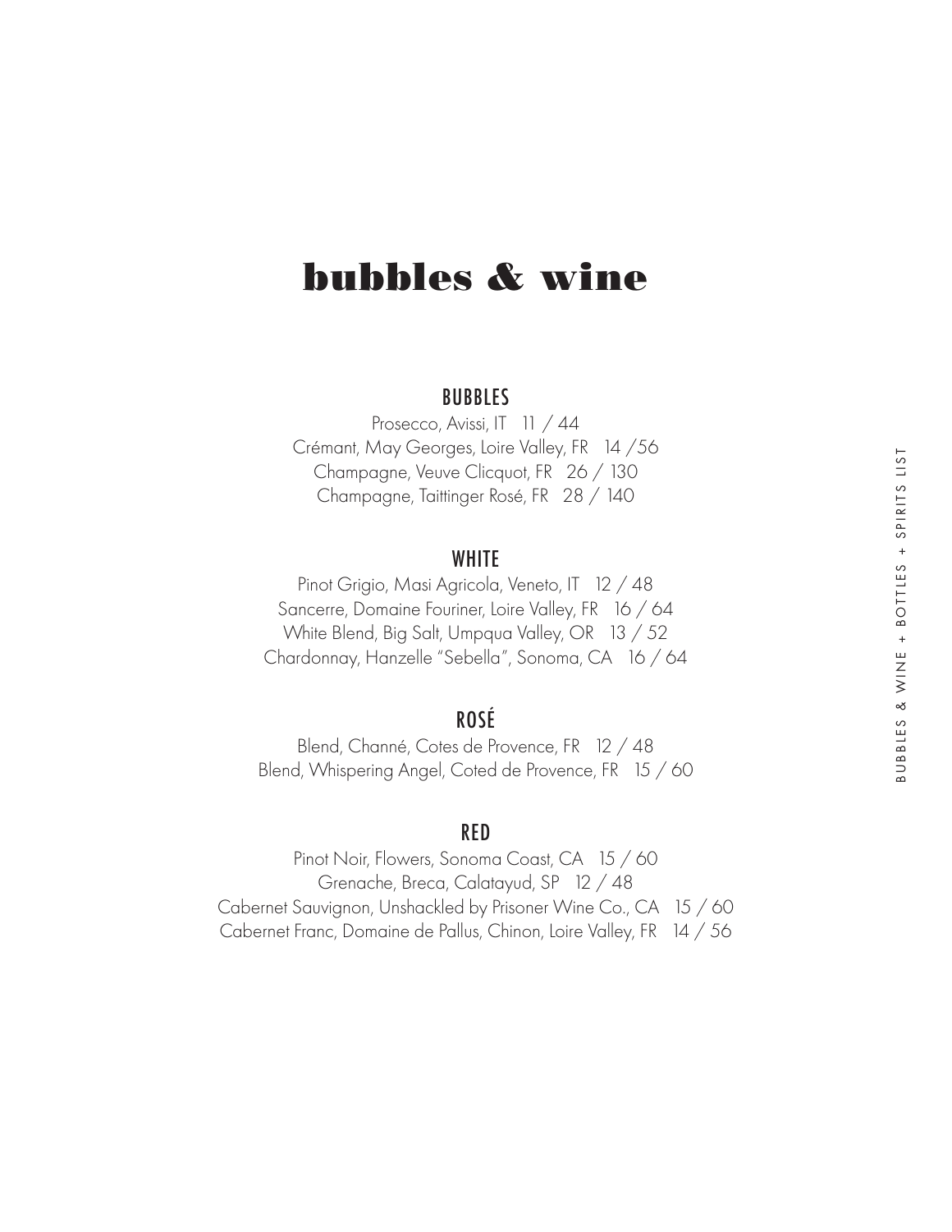# bubbles & wine

## BUBBLES

Prosecco, Avissi, IT 11 / 44

Crémant, May Georges, Loire Valley, FR 14 /56

Champagne, Veuve Clicquot, FR 26 / 130

Champagne, Taittinger Rosé, FR 28 / 140

## WHITE

Pinot Grigio, Masi Agricola, Veneto, IT 12 / 48

Sancerre, Domaine Fouriner, Loire Valley, FR 16 / 64

White Blend, Big Salt, Umpqua Valley, OR 13 / 52

Chardonnay, Hanzelle "Sebella", Sonoma, CA 16 / 64

## ROSÉ

Blend, Channé, Cotes de Provence, FR 12 / 48

Blend, Whispering Angel, Coted de Provence, FR 15 / 60

## RED

Pinot Noir, Flowers, Sonoma Coast, CA 15 / 60

Grenache, Breca, Calatayud, SP 12 / 48

Cabernet Sauvignon, Unshackled by Prisoner Wine Co., CA 15 / 60

Cabernet Franc, Domaine de Pallus, Chinon, Loire Valley, FR 14 / 56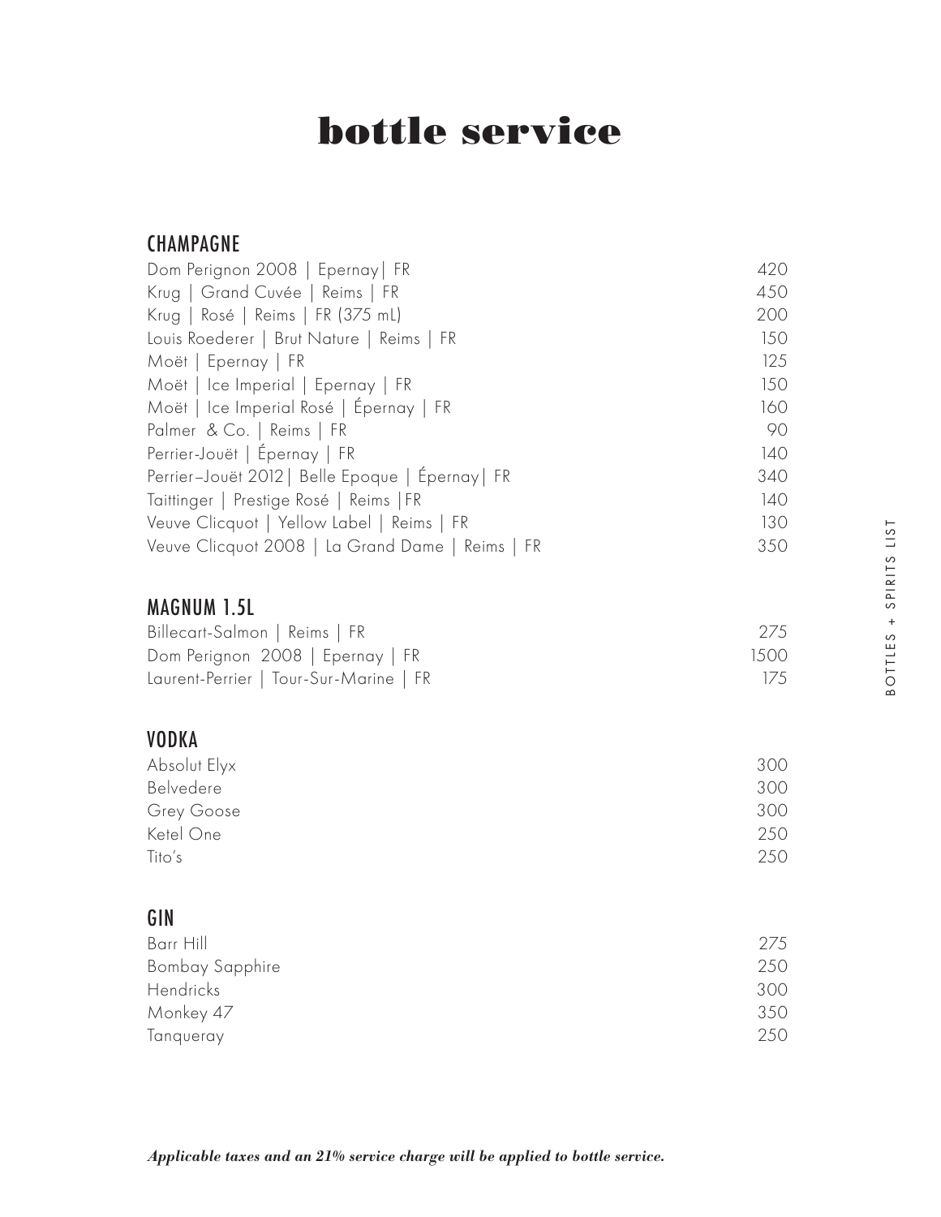# bottle service

## CHAMPAGNE

| | |
|---|---|
| Dom Perignon 2008 \| Epernay\| FR | 420 |
| Krug \| Grand Cuvée \| Reims \| FR | 450 |
| Krug \| Rosé \| Reims \| FR (375 mL) | 200 |
| Louis Roederer \| Brut Nature \| Reims \| FR | 150 |
| Moët \| Epernay \| FR | 125 |
| Moët \| Ice Imperial \| Epernay \| FR | 150 |
| Moët \| Ice Imperial Rosé \| Épernay \| FR | 160 |
| Palmer & Co. \| Reims \| FR | 90 |
| Perrier-Jouët \| Épernay \| FR | 140 |
| Perrier–Jouët 2012\| Belle Epoque \| Épernay\| FR | 340 |
| Taittinger \| Prestige Rosé \| Reims \|FR | 140 |
| Veuve Clicquot \| Yellow Label \| Reims \| FR | 130 |
| Veuve Clicquot 2008 \| La Grand Dame \| Reims \| FR | 350 |

## MAGNUM 1.5L

| | |
|---|---|
| Billecart-Salmon \| Reims \| FR | 275 |
| Dom Perignon 2008 \| Epernay \| FR | 1500 |
| Laurent-Perrier \| Tour-Sur-Marine \| FR | 175 |

## VODKA

| | |
|---|---|
| Absolut Elyx | 300 |
| Belvedere | 300 |
| Grey Goose | 300 |
| Ketel One | 250 |
| Tito's | 250 |

## GIN

| | |
|---|---|
| Barr Hill | 275 |
| Bombay Sapphire | 250 |
| Hendricks | 300 |
| Monkey 47 | 350 |
| Tanqueray | 250 |

***Applicable taxes and an 21% service charge will be applied to bottle service.***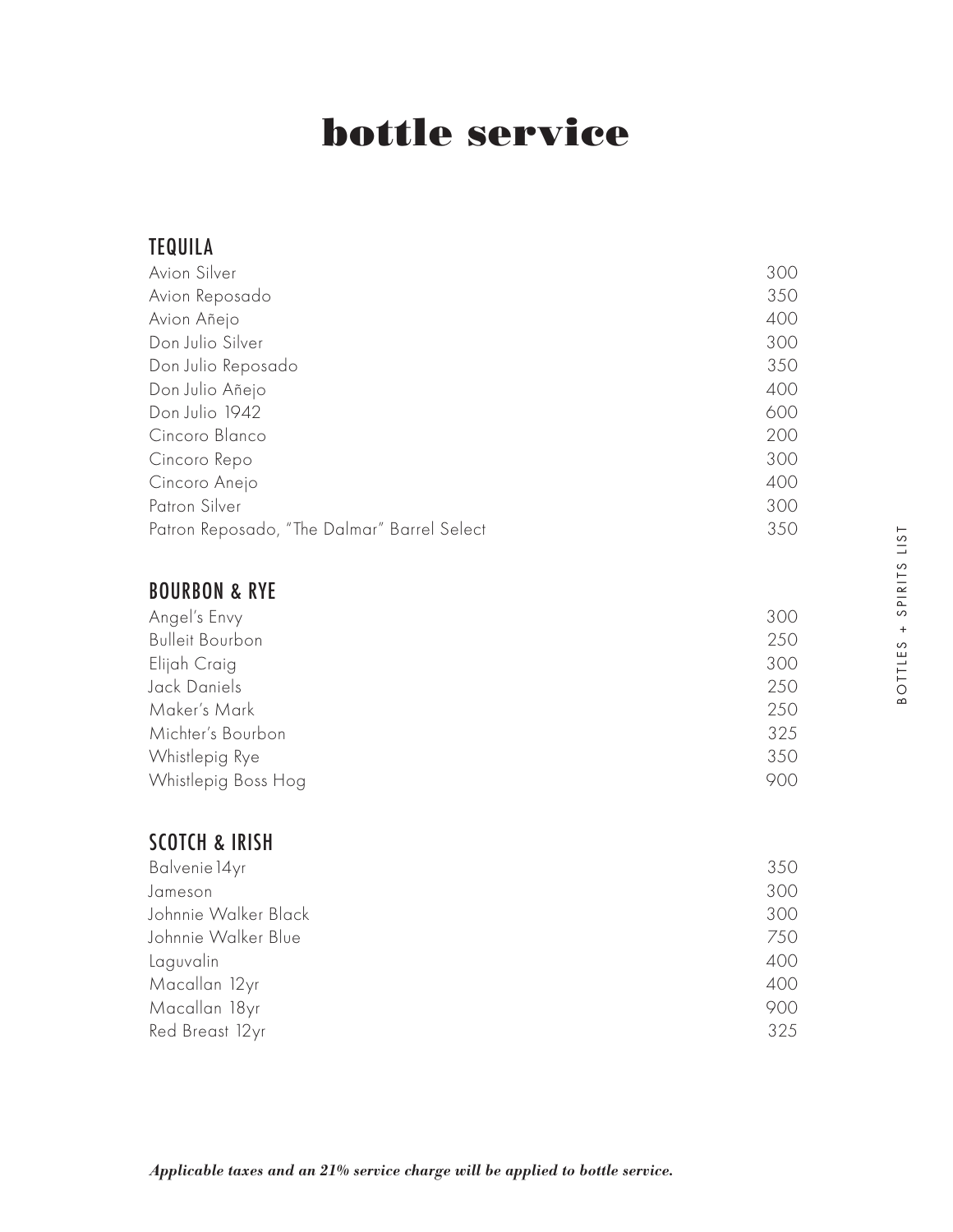# bottle service

## TEQUILA

| | |
|---|---|
| Avion Silver | 300 |
| Avion Reposado | 350 |
| Avion Añejo | 400 |
| Don Julio Silver | 300 |
| Don Julio Reposado | 350 |
| Don Julio Añejo | 400 |
| Don Julio 1942 | 600 |
| Cincoro Blanco | 200 |
| Cincoro Repo | 300 |
| Cincoro Anejo | 400 |
| Patron Silver | 300 |
| Patron Reposado, "The Dalmar" Barrel Select | 350 |

## BOURBON & RYE

| | |
|---|---|
| Angel's Envy | 300 |
| Bulleit Bourbon | 250 |
| Elijah Craig | 300 |
| Jack Daniels | 250 |
| Maker's Mark | 250 |
| Michter's Bourbon | 325 |
| Whistlepig Rye | 350 |
| Whistlepig Boss Hog | 900 |

## SCOTCH & IRISH

| | |
|---|---|
| Balvenie 14yr | 350 |
| Jameson | 300 |
| Johnnie Walker Black | 300 |
| Johnnie Walker Blue | 750 |
| Laguvalin | 400 |
| Macallan 12yr | 400 |
| Macallan 18yr | 900 |
| Red Breast 12yr | 325 |

***Applicable taxes and an 21% service charge will be applied to bottle service.***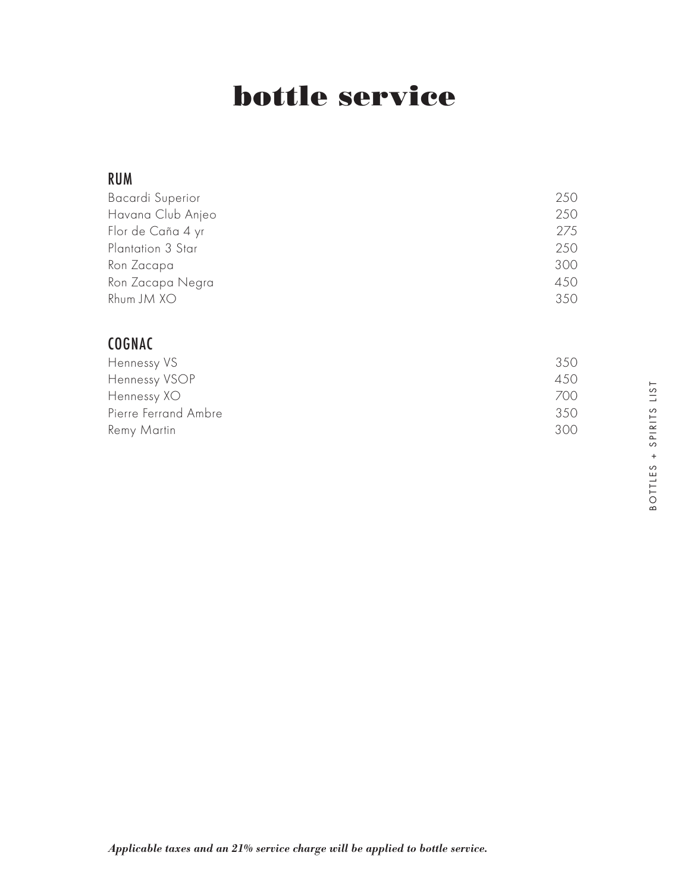# bottle service

## RUM

| | |
|---|---|
| Bacardi Superior | 250 |
| Havana Club Anjeo | 250 |
| Flor de Caña 4 yr | 275 |
| Plantation 3 Star | 250 |
| Ron Zacapa | 300 |
| Ron Zacapa Negra | 450 |
| Rhum JM XO | 350 |

## COGNAC

| | |
|---|---|
| Hennessy VS | 350 |
| Hennessy VSOP | 450 |
| Hennessy XO | 700 |
| Pierre Ferrand Ambre | 350 |
| Remy Martin | 300 |

***Applicable taxes and an 21% service charge will be applied to bottle service.***